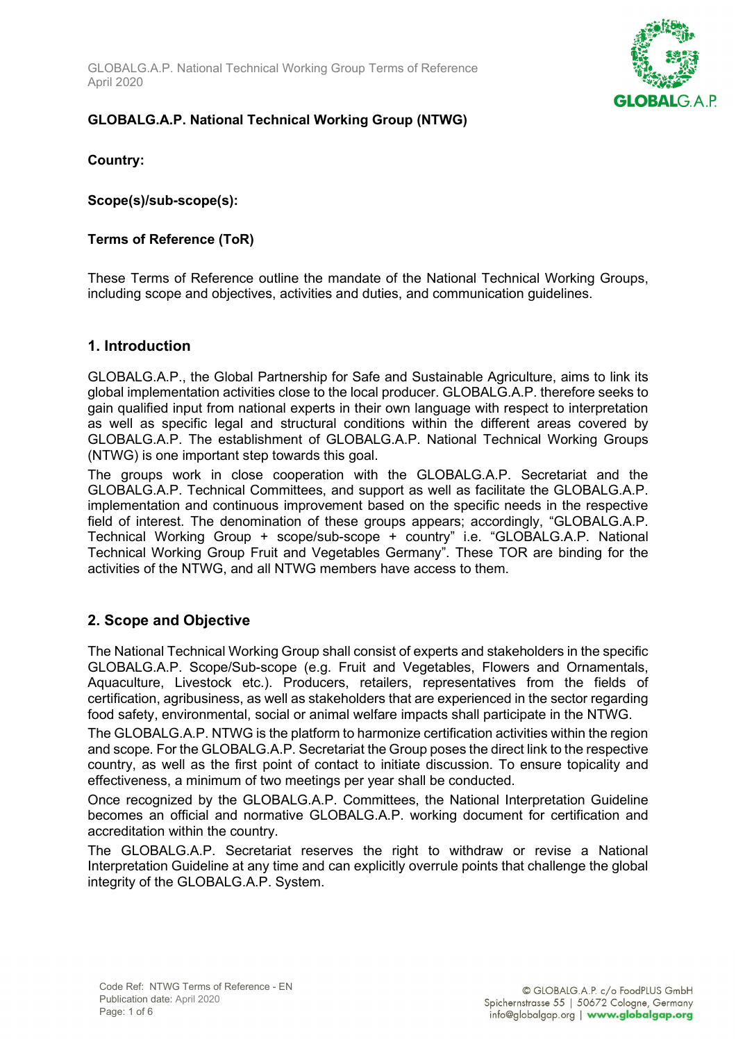**GLOBALG.A.P. National Technical Working Group (NTWG)**

**Country:**

**Scope(s)/sub-scope(s):**

**Terms of Reference (ToR)**

These Terms of Reference outline the mandate of the National Technical Working Groups, including scope and objectives, activities and duties, and communication guidelines.

## 1. Introduction

GLOBALG.A.P., the Global Partnership for Safe and Sustainable Agriculture, aims to link its global implementation activities close to the local producer. GLOBALG.A.P. therefore seeks to gain qualified input from national experts in their own language with respect to interpretation as well as specific legal and structural conditions within the different areas covered by GLOBALG.A.P. The establishment of GLOBALG.A.P. National Technical Working Groups (NTWG) is one important step towards this goal.

The groups work in close cooperation with the GLOBALG.A.P. Secretariat and the GLOBALG.A.P. Technical Committees, and support as well as facilitate the GLOBALG.A.P. implementation and continuous improvement based on the specific needs in the respective field of interest. The denomination of these groups appears; accordingly, "GLOBALG.A.P. Technical Working Group + scope/sub-scope + country" i.e. "GLOBALG.A.P. National Technical Working Group Fruit and Vegetables Germany". These TOR are binding for the activities of the NTWG, and all NTWG members have access to them.

## 2. Scope and Objective

The National Technical Working Group shall consist of experts and stakeholders in the specific GLOBALG.A.P. Scope/Sub-scope (e.g. Fruit and Vegetables, Flowers and Ornamentals, Aquaculture, Livestock etc.). Producers, retailers, representatives from the fields of certification, agribusiness, as well as stakeholders that are experienced in the sector regarding food safety, environmental, social or animal welfare impacts shall participate in the NTWG.

The GLOBALG.A.P. NTWG is the platform to harmonize certification activities within the region and scope. For the GLOBALG.A.P. Secretariat the Group poses the direct link to the respective country, as well as the first point of contact to initiate discussion. To ensure topicality and effectiveness, a minimum of two meetings per year shall be conducted.

Once recognized by the GLOBALG.A.P. Committees, the National Interpretation Guideline becomes an official and normative GLOBALG.A.P. working document for certification and accreditation within the country.

The GLOBALG.A.P. Secretariat reserves the right to withdraw or revise a National Interpretation Guideline at any time and can explicitly overrule points that challenge the global integrity of the GLOBALG.A.P. System.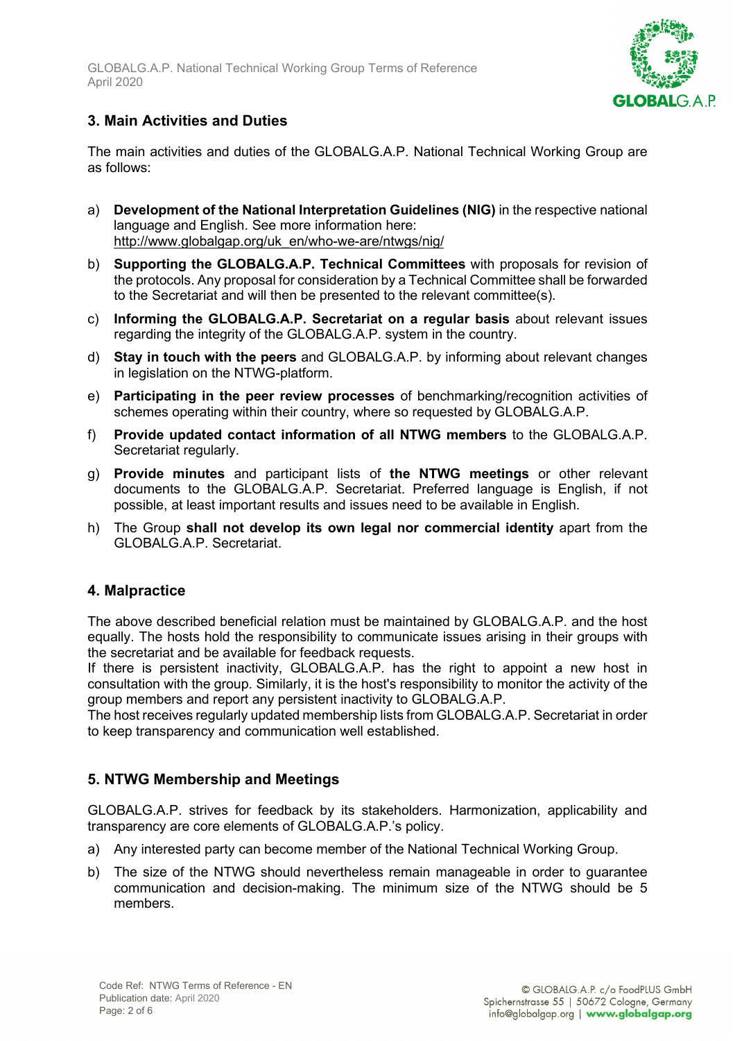## 3. Main Activities and Duties

The main activities and duties of the GLOBALG.A.P. National Technical Working Group are as follows:

a) **Development of the National Interpretation Guidelines (NIG)** in the respective national language and English. See more information here: http://www.globalgap.org/uk_en/who-we-are/ntwgs/nig/

b) **Supporting the GLOBALG.A.P. Technical Committees** with proposals for revision of the protocols. Any proposal for consideration by a Technical Committee shall be forwarded to the Secretariat and will then be presented to the relevant committee(s).

c) **Informing the GLOBALG.A.P. Secretariat on a regular basis** about relevant issues regarding the integrity of the GLOBALG.A.P. system in the country.

d) **Stay in touch with the peers** and GLOBALG.A.P. by informing about relevant changes in legislation on the NTWG-platform.

e) **Participating in the peer review processes** of benchmarking/recognition activities of schemes operating within their country, where so requested by GLOBALG.A.P.

f) **Provide updated contact information of all NTWG members** to the GLOBALG.A.P. Secretariat regularly.

g) **Provide minutes** and participant lists of **the NTWG meetings** or other relevant documents to the GLOBALG.A.P. Secretariat. Preferred language is English, if not possible, at least important results and issues need to be available in English.

h) The Group **shall not develop its own legal nor commercial identity** apart from the GLOBALG.A.P. Secretariat.

## 4. Malpractice

The above described beneficial relation must be maintained by GLOBALG.A.P. and the host equally. The hosts hold the responsibility to communicate issues arising in their groups with the secretariat and be available for feedback requests.
If there is persistent inactivity, GLOBALG.A.P. has the right to appoint a new host in consultation with the group. Similarly, it is the host's responsibility to monitor the activity of the group members and report any persistent inactivity to GLOBALG.A.P.
The host receives regularly updated membership lists from GLOBALG.A.P. Secretariat in order to keep transparency and communication well established.

## 5. NTWG Membership and Meetings

GLOBALG.A.P. strives for feedback by its stakeholders. Harmonization, applicability and transparency are core elements of GLOBALG.A.P.'s policy.

a) Any interested party can become member of the National Technical Working Group.

b) The size of the NTWG should nevertheless remain manageable in order to guarantee communication and decision-making. The minimum size of the NTWG should be 5 members.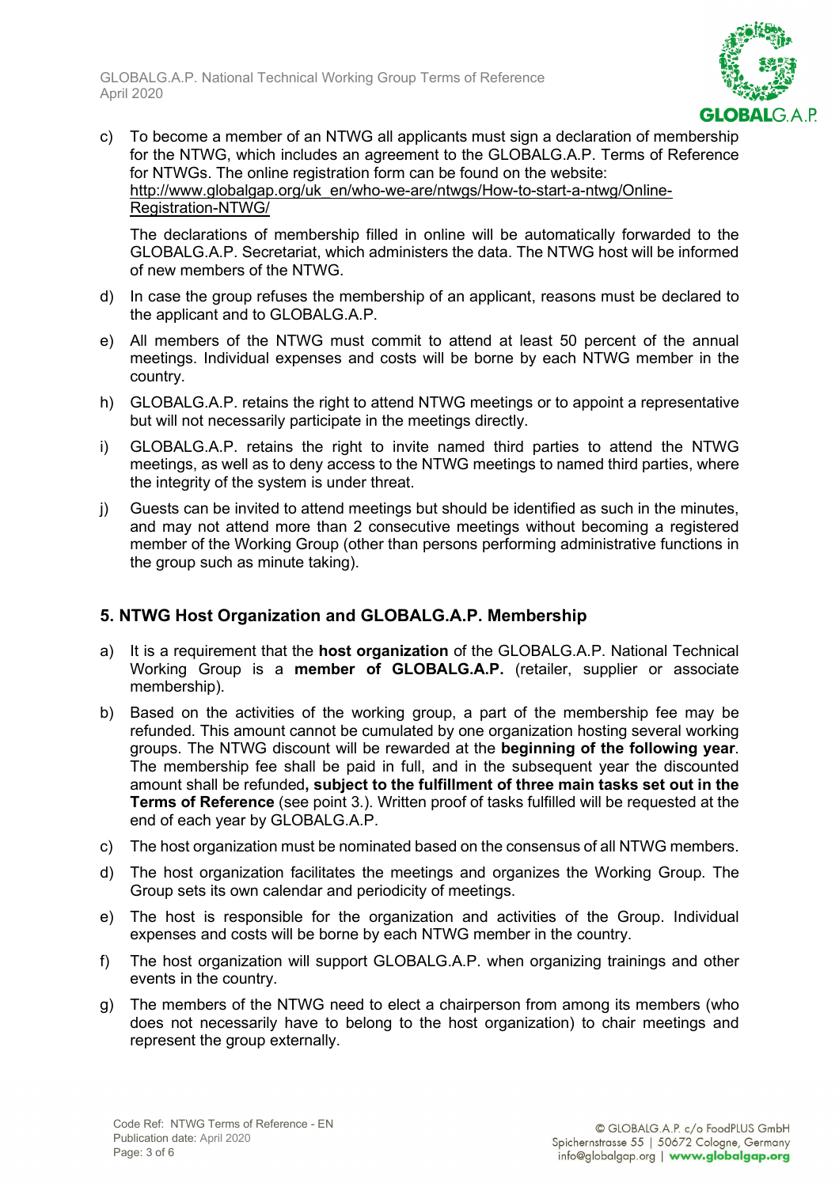c) To become a member of an NTWG all applicants must sign a declaration of membership for the NTWG, which includes an agreement to the GLOBALG.A.P. Terms of Reference for NTWGs. The online registration form can be found on the website: http://www.globalgap.org/uk_en/who-we-are/ntwgs/How-to-start-a-ntwg/Online-Registration-NTWG/

   The declarations of membership filled in online will be automatically forwarded to the GLOBALG.A.P. Secretariat, which administers the data. The NTWG host will be informed of new members of the NTWG.

d) In case the group refuses the membership of an applicant, reasons must be declared to the applicant and to GLOBALG.A.P.

e) All members of the NTWG must commit to attend at least 50 percent of the annual meetings. Individual expenses and costs will be borne by each NTWG member in the country.

h) GLOBALG.A.P. retains the right to attend NTWG meetings or to appoint a representative but will not necessarily participate in the meetings directly.

i) GLOBALG.A.P. retains the right to invite named third parties to attend the NTWG meetings, as well as to deny access to the NTWG meetings to named third parties, where the integrity of the system is under threat.

j) Guests can be invited to attend meetings but should be identified as such in the minutes, and may not attend more than 2 consecutive meetings without becoming a registered member of the Working Group (other than persons performing administrative functions in the group such as minute taking).

## 5. NTWG Host Organization and GLOBALG.A.P. Membership

a) It is a requirement that the **host organization** of the GLOBALG.A.P. National Technical Working Group is a **member of GLOBALG.A.P.** (retailer, supplier or associate membership).

b) Based on the activities of the working group, a part of the membership fee may be refunded. This amount cannot be cumulated by one organization hosting several working groups. The NTWG discount will be rewarded at the **beginning of the following year**. The membership fee shall be paid in full, and in the subsequent year the discounted amount shall be refunded**, subject to the fulfillment of three main tasks set out in the Terms of Reference** (see point 3.). Written proof of tasks fulfilled will be requested at the end of each year by GLOBALG.A.P.

c) The host organization must be nominated based on the consensus of all NTWG members.

d) The host organization facilitates the meetings and organizes the Working Group. The Group sets its own calendar and periodicity of meetings.

e) The host is responsible for the organization and activities of the Group. Individual expenses and costs will be borne by each NTWG member in the country.

f) The host organization will support GLOBALG.A.P. when organizing trainings and other events in the country.

g) The members of the NTWG need to elect a chairperson from among its members (who does not necessarily have to belong to the host organization) to chair meetings and represent the group externally.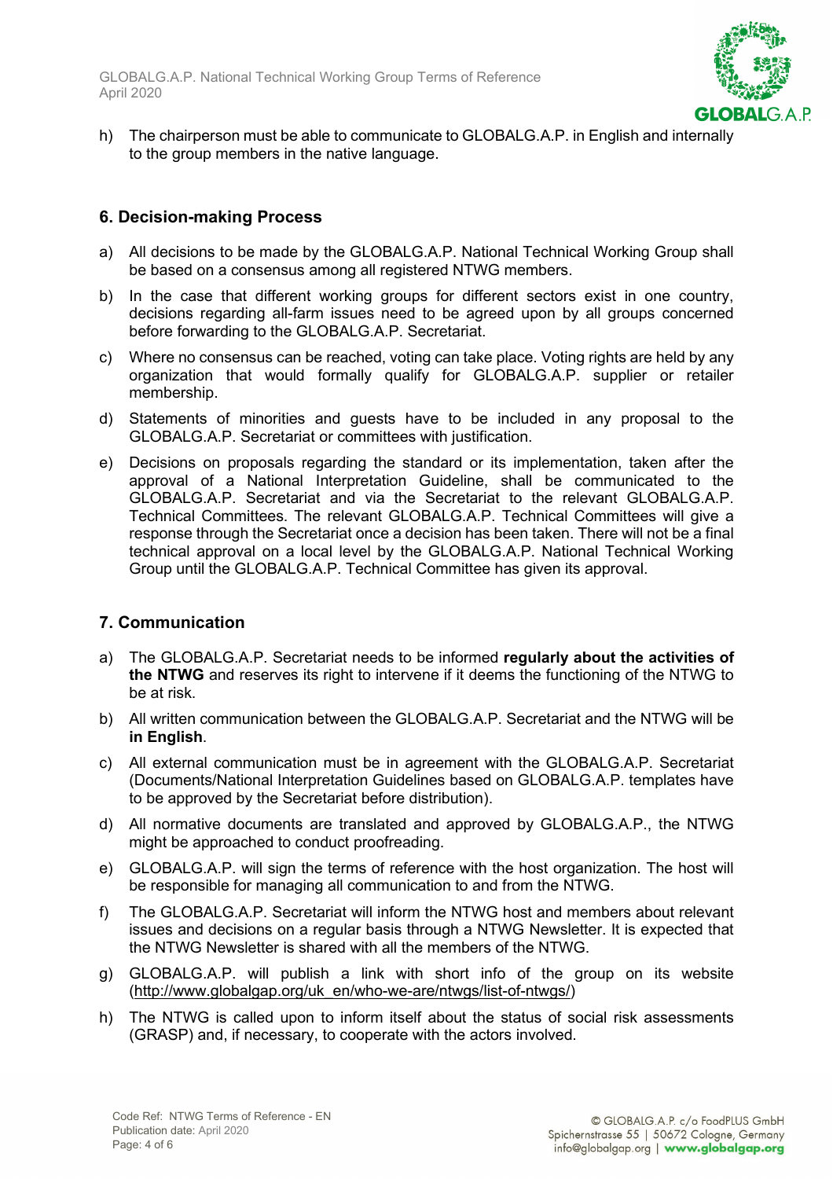h) The chairperson must be able to communicate to GLOBALG.A.P. in English and internally to the group members in the native language.

## 6. Decision-making Process

a) All decisions to be made by the GLOBALG.A.P. National Technical Working Group shall be based on a consensus among all registered NTWG members.

b) In the case that different working groups for different sectors exist in one country, decisions regarding all-farm issues need to be agreed upon by all groups concerned before forwarding to the GLOBALG.A.P. Secretariat.

c) Where no consensus can be reached, voting can take place. Voting rights are held by any organization that would formally qualify for GLOBALG.A.P. supplier or retailer membership.

d) Statements of minorities and guests have to be included in any proposal to the GLOBALG.A.P. Secretariat or committees with justification.

e) Decisions on proposals regarding the standard or its implementation, taken after the approval of a National Interpretation Guideline, shall be communicated to the GLOBALG.A.P. Secretariat and via the Secretariat to the relevant GLOBALG.A.P. Technical Committees. The relevant GLOBALG.A.P. Technical Committees will give a response through the Secretariat once a decision has been taken. There will not be a final technical approval on a local level by the GLOBALG.A.P. National Technical Working Group until the GLOBALG.A.P. Technical Committee has given its approval.

## 7. Communication

a) The GLOBALG.A.P. Secretariat needs to be informed **regularly about the activities of the NTWG** and reserves its right to intervene if it deems the functioning of the NTWG to be at risk.

b) All written communication between the GLOBALG.A.P. Secretariat and the NTWG will be **in English**.

c) All external communication must be in agreement with the GLOBALG.A.P. Secretariat (Documents/National Interpretation Guidelines based on GLOBALG.A.P. templates have to be approved by the Secretariat before distribution).

d) All normative documents are translated and approved by GLOBALG.A.P., the NTWG might be approached to conduct proofreading.

e) GLOBALG.A.P. will sign the terms of reference with the host organization. The host will be responsible for managing all communication to and from the NTWG.

f) The GLOBALG.A.P. Secretariat will inform the NTWG host and members about relevant issues and decisions on a regular basis through a NTWG Newsletter. It is expected that the NTWG Newsletter is shared with all the members of the NTWG.

g) GLOBALG.A.P. will publish a link with short info of the group on its website (http://www.globalgap.org/uk_en/who-we-are/ntwgs/list-of-ntwgs/)

h) The NTWG is called upon to inform itself about the status of social risk assessments (GRASP) and, if necessary, to cooperate with the actors involved.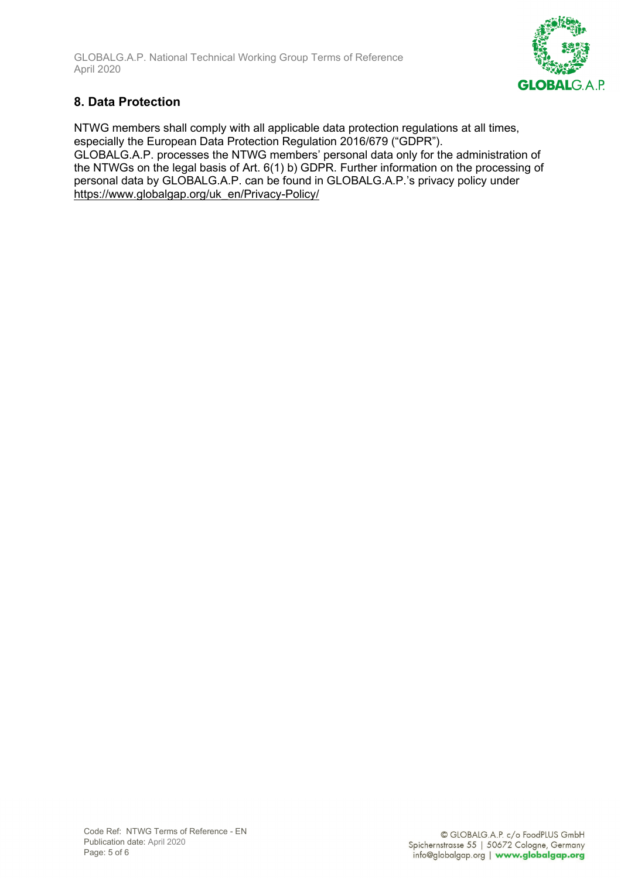## 8. Data Protection

NTWG members shall comply with all applicable data protection regulations at all times, especially the European Data Protection Regulation 2016/679 ("GDPR").
GLOBALG.A.P. processes the NTWG members' personal data only for the administration of the NTWGs on the legal basis of Art. 6(1) b) GDPR. Further information on the processing of personal data by GLOBALG.A.P. can be found in GLOBALG.A.P.'s privacy policy under https://www.globalgap.org/uk_en/Privacy-Policy/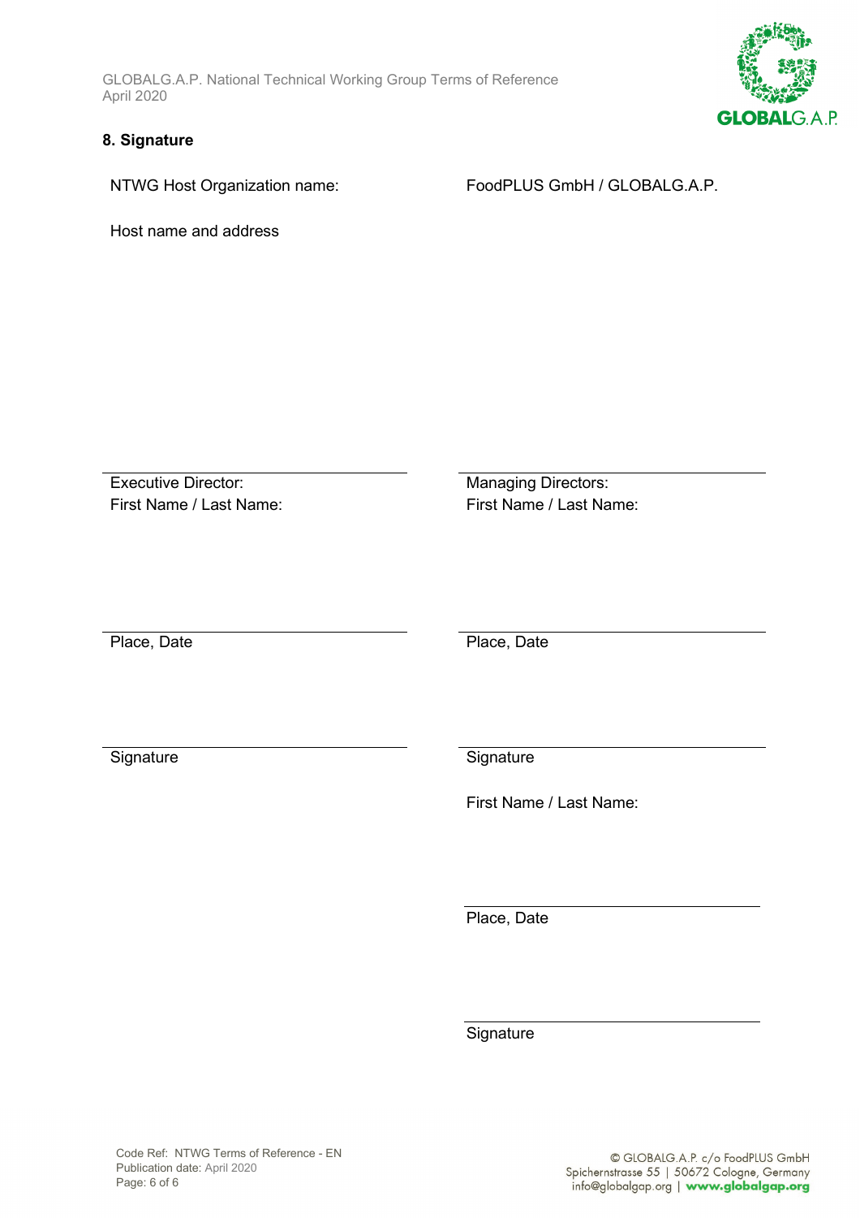## 8. Signature

NTWG Host Organization name: FoodPLUS GmbH / GLOBALG.A.P.

Host name and address

Executive Director:
First Name / Last Name:

Place, Date

Signature

Managing Directors:
First Name / Last Name:

Place, Date

Signature

First Name / Last Name:

Place, Date

Signature